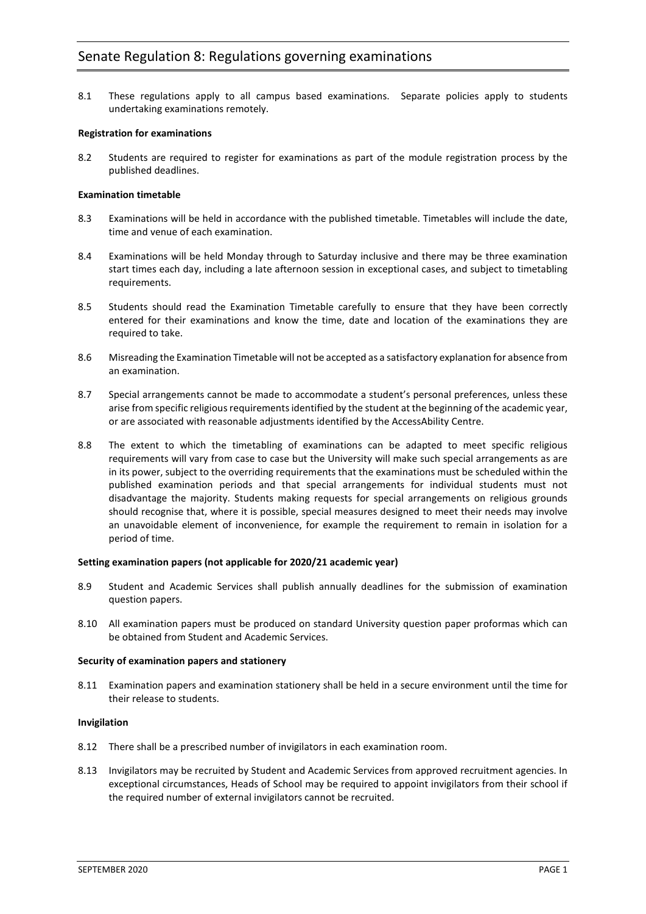# Senate Regulation 8: Regulations governing examinations

8.1 These regulations apply to all campus based examinations. Separate policies apply to students undertaking examinations remotely.

**Registration for examinations**

8.2 Students are required to register for examinations as part of the module registration process by the published deadlines.

**Examination timetable**

8.3 Examinations will be held in accordance with the published timetable. Timetables will include the date, time and venue of each examination.

8.4 Examinations will be held Monday through to Saturday inclusive and there may be three examination start times each day, including a late afternoon session in exceptional cases, and subject to timetabling requirements.

8.5 Students should read the Examination Timetable carefully to ensure that they have been correctly entered for their examinations and know the time, date and location of the examinations they are required to take.

8.6 Misreading the Examination Timetable will not be accepted as a satisfactory explanation for absence from an examination.

8.7 Special arrangements cannot be made to accommodate a student's personal preferences, unless these arise from specific religious requirements identified by the student at the beginning of the academic year, or are associated with reasonable adjustments identified by the AccessAbility Centre.

8.8 The extent to which the timetabling of examinations can be adapted to meet specific religious requirements will vary from case to case but the University will make such special arrangements as are in its power, subject to the overriding requirements that the examinations must be scheduled within the published examination periods and that special arrangements for individual students must not disadvantage the majority. Students making requests for special arrangements on religious grounds should recognise that, where it is possible, special measures designed to meet their needs may involve an unavoidable element of inconvenience, for example the requirement to remain in isolation for a period of time.

**Setting examination papers (not applicable for 2020/21 academic year)**

8.9 Student and Academic Services shall publish annually deadlines for the submission of examination question papers.

8.10 All examination papers must be produced on standard University question paper proformas which can be obtained from Student and Academic Services.

**Security of examination papers and stationery**

8.11 Examination papers and examination stationery shall be held in a secure environment until the time for their release to students.

**Invigilation**

8.12 There shall be a prescribed number of invigilators in each examination room.

8.13 Invigilators may be recruited by Student and Academic Services from approved recruitment agencies. In exceptional circumstances, Heads of School may be required to appoint invigilators from their school if the required number of external invigilators cannot be recruited.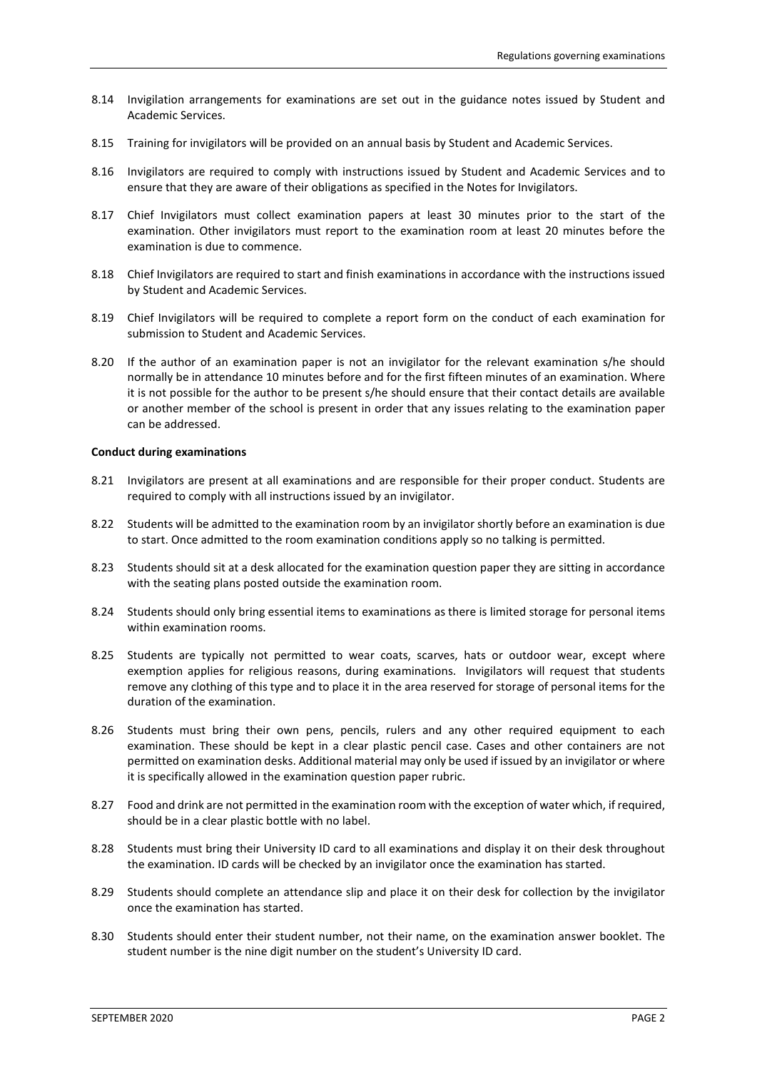8.14 Invigilation arrangements for examinations are set out in the guidance notes issued by Student and Academic Services.

8.15 Training for invigilators will be provided on an annual basis by Student and Academic Services.

8.16 Invigilators are required to comply with instructions issued by Student and Academic Services and to ensure that they are aware of their obligations as specified in the Notes for Invigilators.

8.17 Chief Invigilators must collect examination papers at least 30 minutes prior to the start of the examination. Other invigilators must report to the examination room at least 20 minutes before the examination is due to commence.

8.18 Chief Invigilators are required to start and finish examinations in accordance with the instructions issued by Student and Academic Services.

8.19 Chief Invigilators will be required to complete a report form on the conduct of each examination for submission to Student and Academic Services.

8.20 If the author of an examination paper is not an invigilator for the relevant examination s/he should normally be in attendance 10 minutes before and for the first fifteen minutes of an examination. Where it is not possible for the author to be present s/he should ensure that their contact details are available or another member of the school is present in order that any issues relating to the examination paper can be addressed.

**Conduct during examinations**

8.21 Invigilators are present at all examinations and are responsible for their proper conduct. Students are required to comply with all instructions issued by an invigilator.

8.22 Students will be admitted to the examination room by an invigilator shortly before an examination is due to start. Once admitted to the room examination conditions apply so no talking is permitted.

8.23 Students should sit at a desk allocated for the examination question paper they are sitting in accordance with the seating plans posted outside the examination room.

8.24 Students should only bring essential items to examinations as there is limited storage for personal items within examination rooms.

8.25 Students are typically not permitted to wear coats, scarves, hats or outdoor wear, except where exemption applies for religious reasons, during examinations. Invigilators will request that students remove any clothing of this type and to place it in the area reserved for storage of personal items for the duration of the examination.

8.26 Students must bring their own pens, pencils, rulers and any other required equipment to each examination. These should be kept in a clear plastic pencil case. Cases and other containers are not permitted on examination desks. Additional material may only be used if issued by an invigilator or where it is specifically allowed in the examination question paper rubric.

8.27 Food and drink are not permitted in the examination room with the exception of water which, if required, should be in a clear plastic bottle with no label.

8.28 Students must bring their University ID card to all examinations and display it on their desk throughout the examination. ID cards will be checked by an invigilator once the examination has started.

8.29 Students should complete an attendance slip and place it on their desk for collection by the invigilator once the examination has started.

8.30 Students should enter their student number, not their name, on the examination answer booklet. The student number is the nine digit number on the student's University ID card.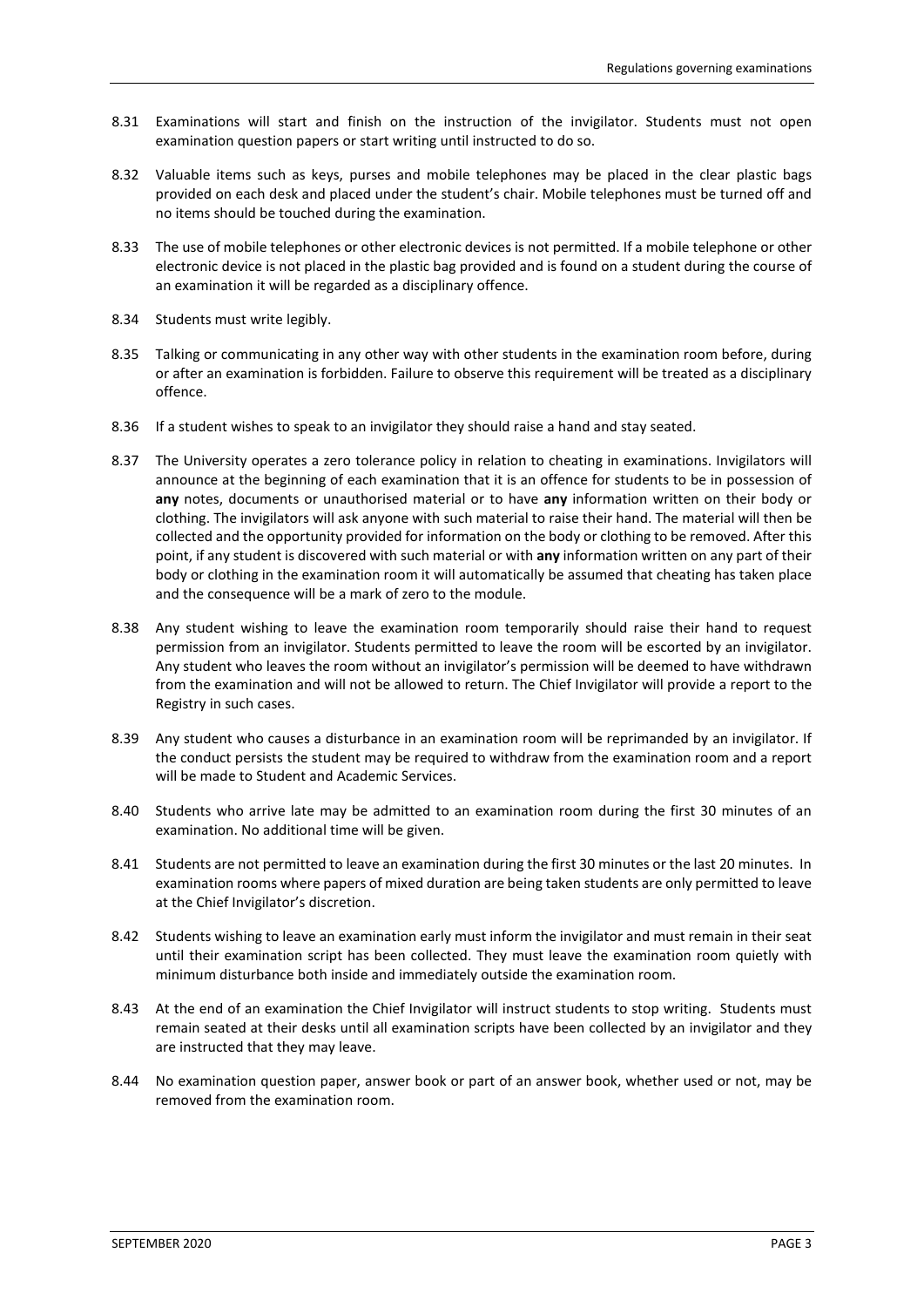8.31 Examinations will start and finish on the instruction of the invigilator. Students must not open examination question papers or start writing until instructed to do so.

8.32 Valuable items such as keys, purses and mobile telephones may be placed in the clear plastic bags provided on each desk and placed under the student's chair. Mobile telephones must be turned off and no items should be touched during the examination.

8.33 The use of mobile telephones or other electronic devices is not permitted. If a mobile telephone or other electronic device is not placed in the plastic bag provided and is found on a student during the course of an examination it will be regarded as a disciplinary offence.

8.34 Students must write legibly.

8.35 Talking or communicating in any other way with other students in the examination room before, during or after an examination is forbidden. Failure to observe this requirement will be treated as a disciplinary offence.

8.36 If a student wishes to speak to an invigilator they should raise a hand and stay seated.

8.37 The University operates a zero tolerance policy in relation to cheating in examinations. Invigilators will announce at the beginning of each examination that it is an offence for students to be in possession of **any** notes, documents or unauthorised material or to have **any** information written on their body or clothing. The invigilators will ask anyone with such material to raise their hand. The material will then be collected and the opportunity provided for information on the body or clothing to be removed. After this point, if any student is discovered with such material or with **any** information written on any part of their body or clothing in the examination room it will automatically be assumed that cheating has taken place and the consequence will be a mark of zero to the module.

8.38 Any student wishing to leave the examination room temporarily should raise their hand to request permission from an invigilator. Students permitted to leave the room will be escorted by an invigilator. Any student who leaves the room without an invigilator's permission will be deemed to have withdrawn from the examination and will not be allowed to return. The Chief Invigilator will provide a report to the Registry in such cases.

8.39 Any student who causes a disturbance in an examination room will be reprimanded by an invigilator. If the conduct persists the student may be required to withdraw from the examination room and a report will be made to Student and Academic Services.

8.40 Students who arrive late may be admitted to an examination room during the first 30 minutes of an examination. No additional time will be given.

8.41 Students are not permitted to leave an examination during the first 30 minutes or the last 20 minutes. In examination rooms where papers of mixed duration are being taken students are only permitted to leave at the Chief Invigilator's discretion.

8.42 Students wishing to leave an examination early must inform the invigilator and must remain in their seat until their examination script has been collected. They must leave the examination room quietly with minimum disturbance both inside and immediately outside the examination room.

8.43 At the end of an examination the Chief Invigilator will instruct students to stop writing. Students must remain seated at their desks until all examination scripts have been collected by an invigilator and they are instructed that they may leave.

8.44 No examination question paper, answer book or part of an answer book, whether used or not, may be removed from the examination room.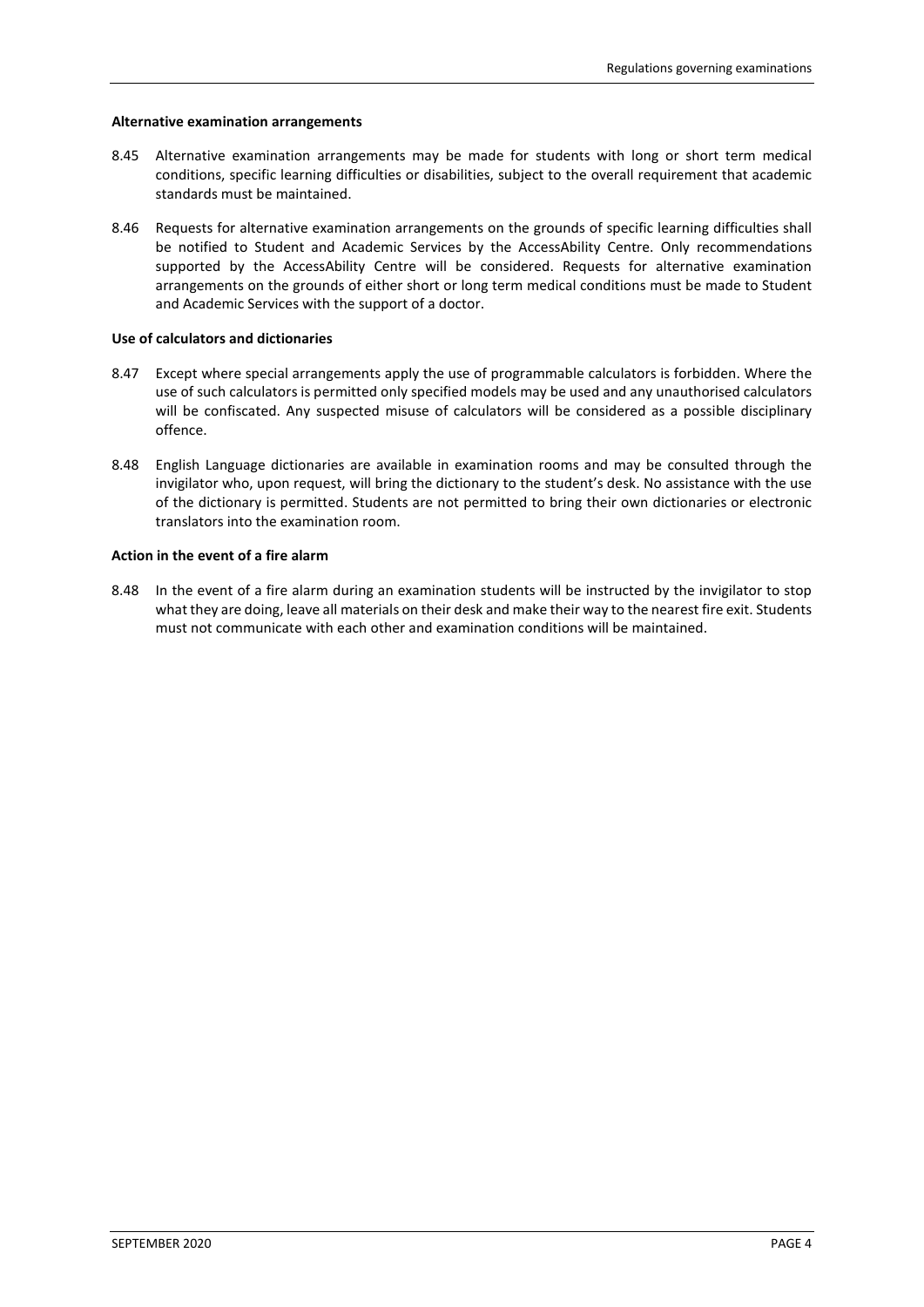### Alternative examination arrangements

8.45 Alternative examination arrangements may be made for students with long or short term medical conditions, specific learning difficulties or disabilities, subject to the overall requirement that academic standards must be maintained.

8.46 Requests for alternative examination arrangements on the grounds of specific learning difficulties shall be notified to Student and Academic Services by the AccessAbility Centre. Only recommendations supported by the AccessAbility Centre will be considered. Requests for alternative examination arrangements on the grounds of either short or long term medical conditions must be made to Student and Academic Services with the support of a doctor.

### Use of calculators and dictionaries

8.47 Except where special arrangements apply the use of programmable calculators is forbidden. Where the use of such calculators is permitted only specified models may be used and any unauthorised calculators will be confiscated. Any suspected misuse of calculators will be considered as a possible disciplinary offence.

8.48 English Language dictionaries are available in examination rooms and may be consulted through the invigilator who, upon request, will bring the dictionary to the student's desk. No assistance with the use of the dictionary is permitted. Students are not permitted to bring their own dictionaries or electronic translators into the examination room.

### Action in the event of a fire alarm

8.48 In the event of a fire alarm during an examination students will be instructed by the invigilator to stop what they are doing, leave all materials on their desk and make their way to the nearest fire exit. Students must not communicate with each other and examination conditions will be maintained.